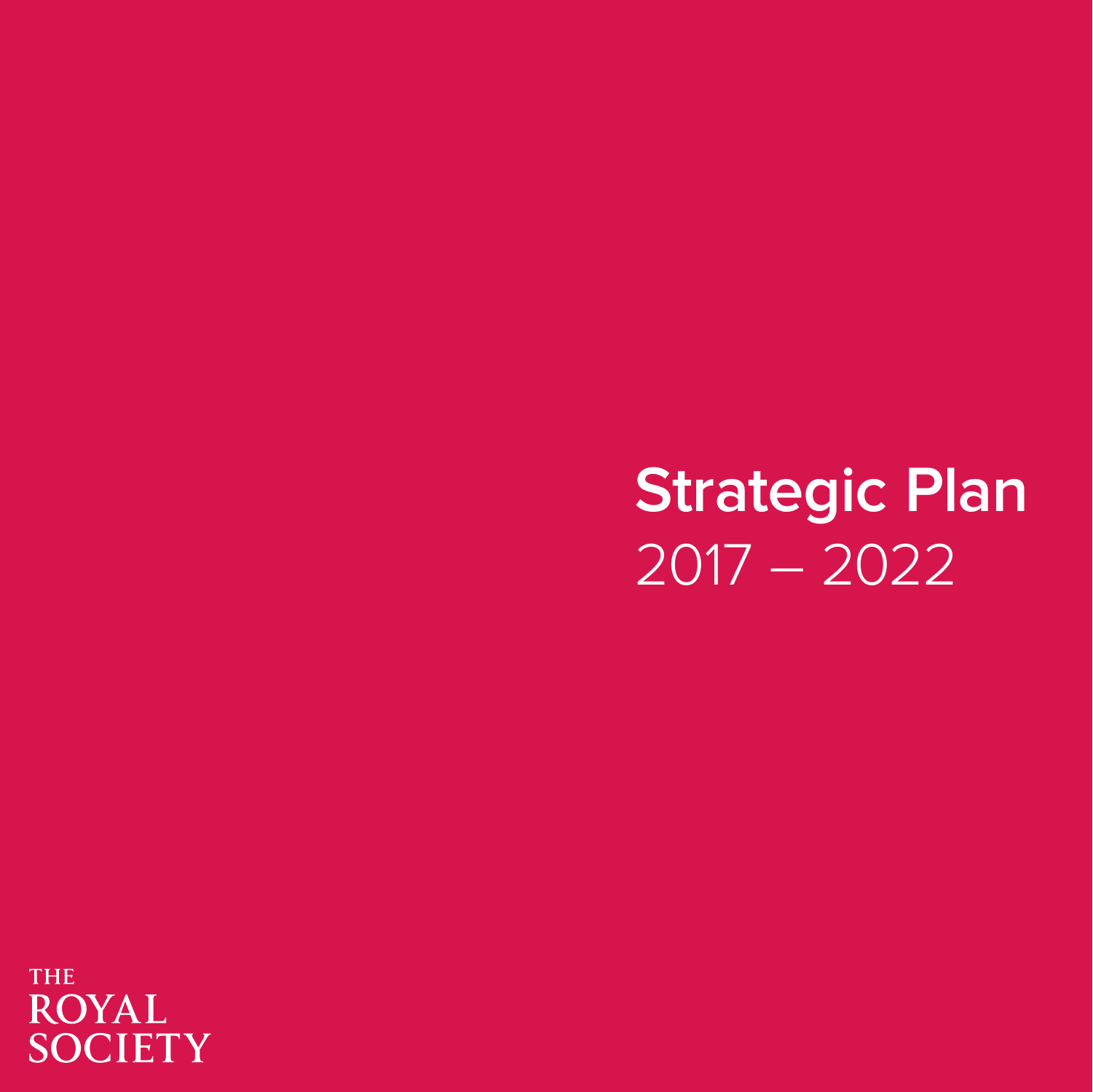# Strategic Plan

2017 – 2022

THE
ROYAL
SOCIETY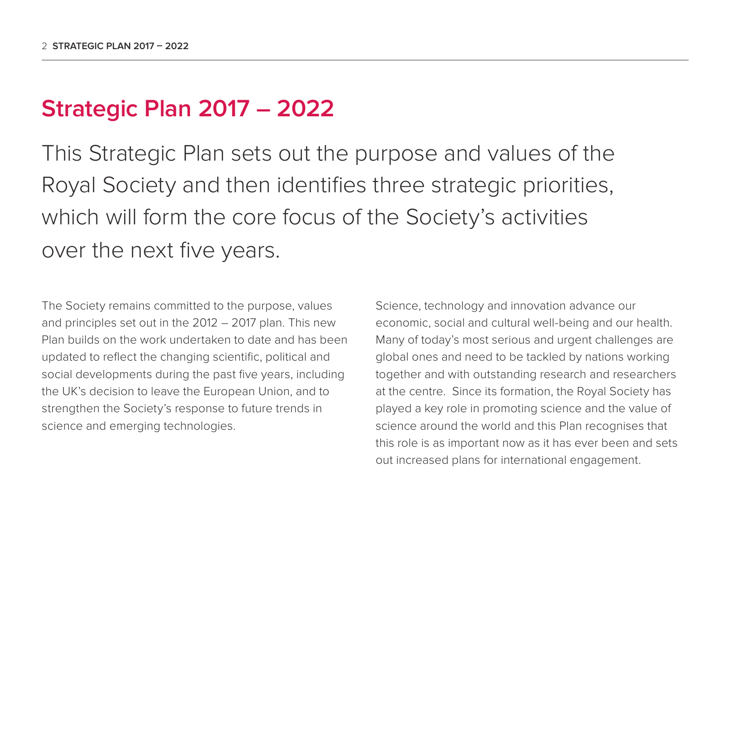# Strategic Plan 2017 – 2022

This Strategic Plan sets out the purpose and values of the Royal Society and then identifies three strategic priorities, which will form the core focus of the Society's activities over the next five years.

The Society remains committed to the purpose, values and principles set out in the 2012 – 2017 plan. This new Plan builds on the work undertaken to date and has been updated to reflect the changing scientific, political and social developments during the past five years, including the UK's decision to leave the European Union, and to strengthen the Society's response to future trends in science and emerging technologies.

Science, technology and innovation advance our economic, social and cultural well-being and our health. Many of today's most serious and urgent challenges are global ones and need to be tackled by nations working together and with outstanding research and researchers at the centre. Since its formation, the Royal Society has played a key role in promoting science and the value of science around the world and this Plan recognises that this role is as important now as it has ever been and sets out increased plans for international engagement.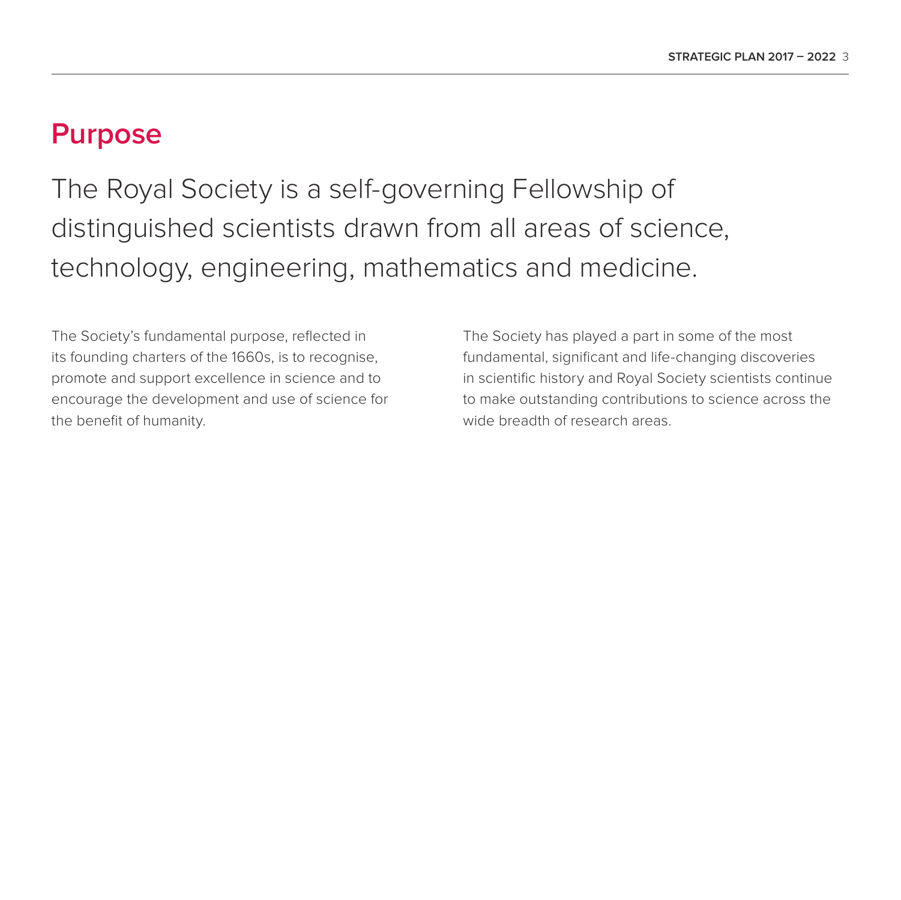# Purpose

The Royal Society is a self-governing Fellowship of distinguished scientists drawn from all areas of science, technology, engineering, mathematics and medicine.

The Society's fundamental purpose, reflected in its founding charters of the 1660s, is to recognise, promote and support excellence in science and to encourage the development and use of science for the benefit of humanity.

The Society has played a part in some of the most fundamental, significant and life-changing discoveries in scientific history and Royal Society scientists continue to make outstanding contributions to science across the wide breadth of research areas.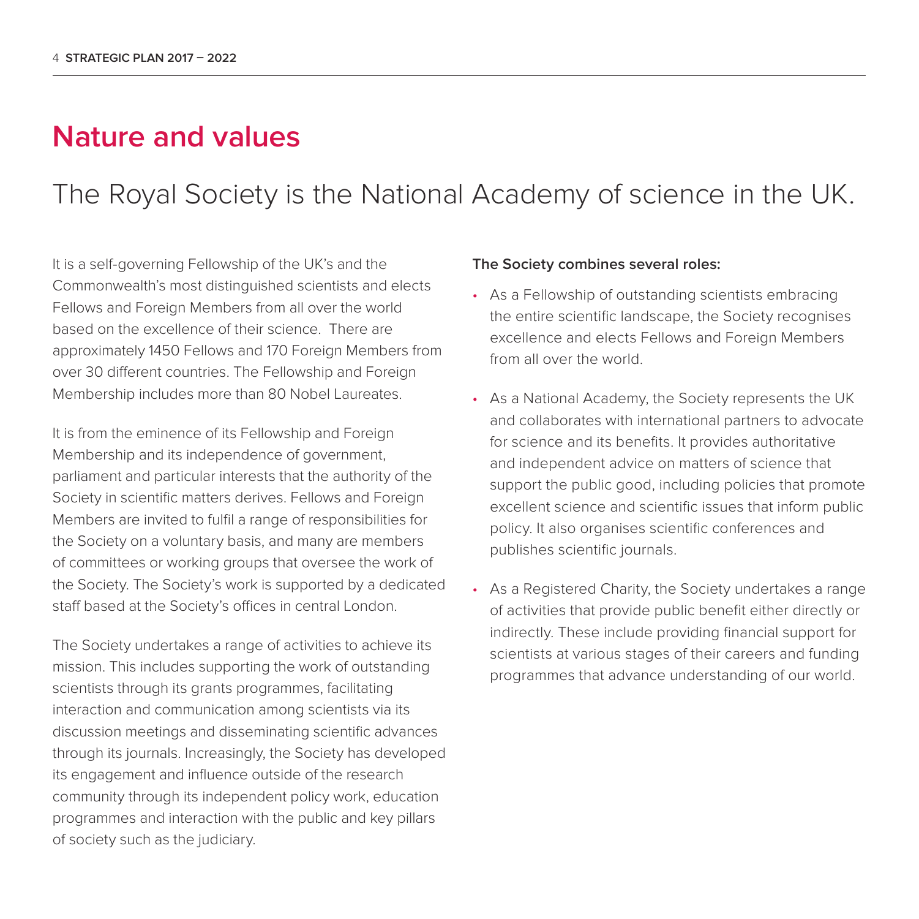# Nature and values

## The Royal Society is the National Academy of science in the UK.

It is a self-governing Fellowship of the UK's and the Commonwealth's most distinguished scientists and elects Fellows and Foreign Members from all over the world based on the excellence of their science. There are approximately 1450 Fellows and 170 Foreign Members from over 30 different countries. The Fellowship and Foreign Membership includes more than 80 Nobel Laureates.

It is from the eminence of its Fellowship and Foreign Membership and its independence of government, parliament and particular interests that the authority of the Society in scientific matters derives. Fellows and Foreign Members are invited to fulfil a range of responsibilities for the Society on a voluntary basis, and many are members of committees or working groups that oversee the work of the Society. The Society's work is supported by a dedicated staff based at the Society's offices in central London.

The Society undertakes a range of activities to achieve its mission. This includes supporting the work of outstanding scientists through its grants programmes, facilitating interaction and communication among scientists via its discussion meetings and disseminating scientific advances through its journals. Increasingly, the Society has developed its engagement and influence outside of the research community through its independent policy work, education programmes and interaction with the public and key pillars of society such as the judiciary.

**The Society combines several roles:**

- As a Fellowship of outstanding scientists embracing the entire scientific landscape, the Society recognises excellence and elects Fellows and Foreign Members from all over the world.
- As a National Academy, the Society represents the UK and collaborates with international partners to advocate for science and its benefits. It provides authoritative and independent advice on matters of science that support the public good, including policies that promote excellent science and scientific issues that inform public policy. It also organises scientific conferences and publishes scientific journals.
- As a Registered Charity, the Society undertakes a range of activities that provide public benefit either directly or indirectly. These include providing financial support for scientists at various stages of their careers and funding programmes that advance understanding of our world.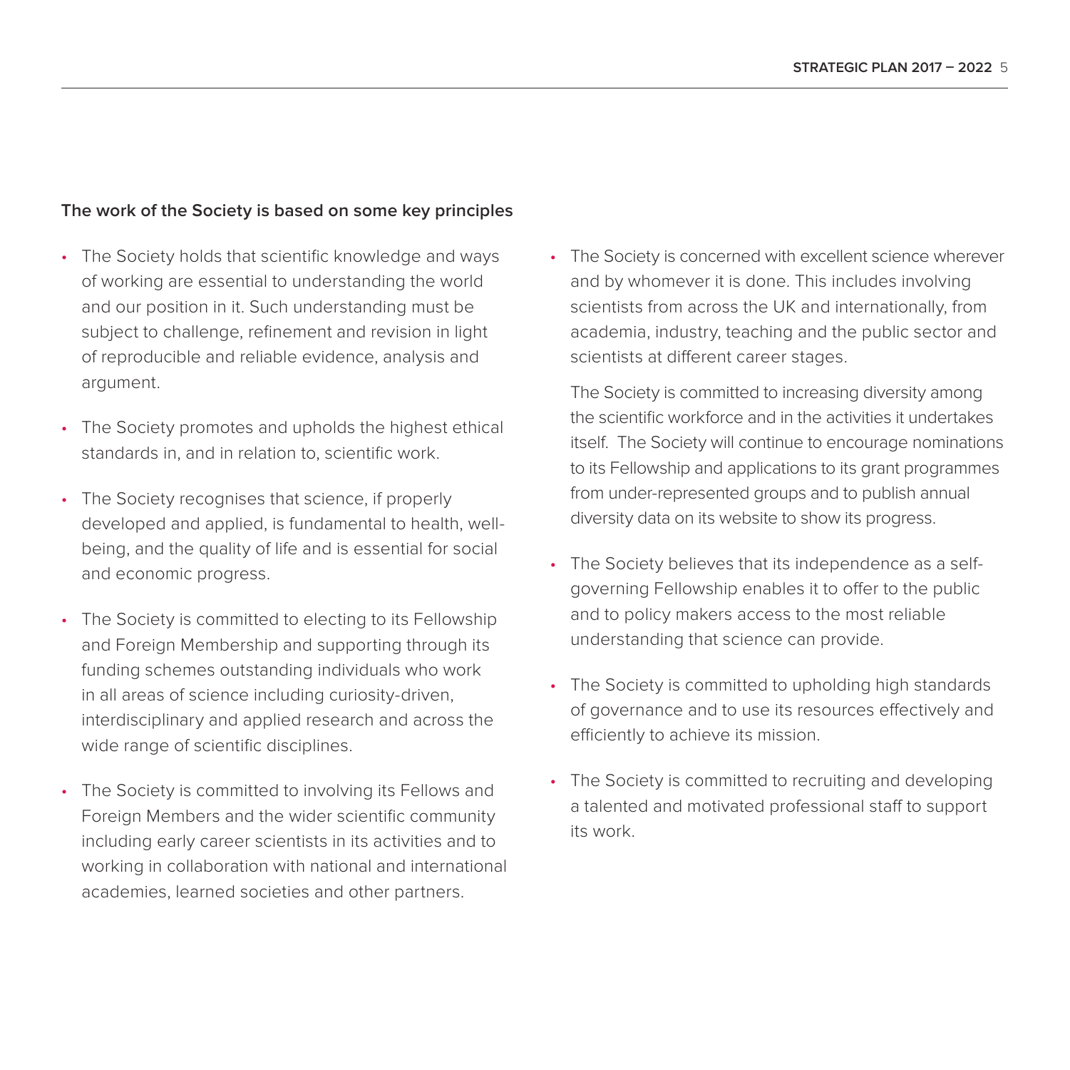**The work of the Society is based on some key principles**

- The Society holds that scientific knowledge and ways of working are essential to understanding the world and our position in it. Such understanding must be subject to challenge, refinement and revision in light of reproducible and reliable evidence, analysis and argument.
- The Society promotes and upholds the highest ethical standards in, and in relation to, scientific work.
- The Society recognises that science, if properly developed and applied, is fundamental to health, well-being, and the quality of life and is essential for social and economic progress.
- The Society is committed to electing to its Fellowship and Foreign Membership and supporting through its funding schemes outstanding individuals who work in all areas of science including curiosity-driven, interdisciplinary and applied research and across the wide range of scientific disciplines.
- The Society is committed to involving its Fellows and Foreign Members and the wider scientific community including early career scientists in its activities and to working in collaboration with national and international academies, learned societies and other partners.
- The Society is concerned with excellent science wherever and by whomever it is done. This includes involving scientists from across the UK and internationally, from academia, industry, teaching and the public sector and scientists at different career stages.

  The Society is committed to increasing diversity among the scientific workforce and in the activities it undertakes itself. The Society will continue to encourage nominations to its Fellowship and applications to its grant programmes from under-represented groups and to publish annual diversity data on its website to show its progress.
- The Society believes that its independence as a self-governing Fellowship enables it to offer to the public and to policy makers access to the most reliable understanding that science can provide.
- The Society is committed to upholding high standards of governance and to use its resources effectively and efficiently to achieve its mission.
- The Society is committed to recruiting and developing a talented and motivated professional staff to support its work.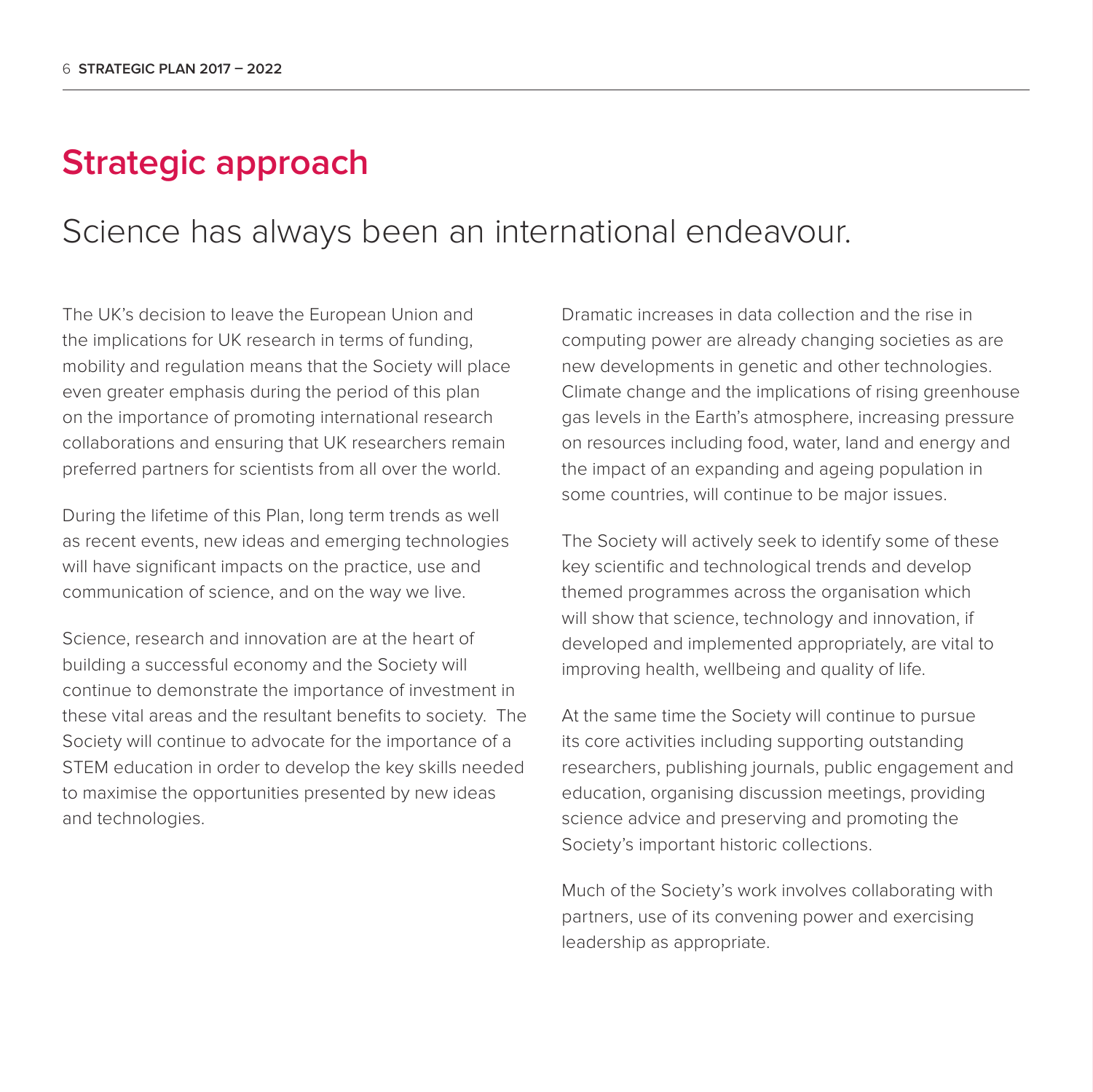# Strategic approach

## Science has always been an international endeavour.

The UK's decision to leave the European Union and the implications for UK research in terms of funding, mobility and regulation means that the Society will place even greater emphasis during the period of this plan on the importance of promoting international research collaborations and ensuring that UK researchers remain preferred partners for scientists from all over the world.

During the lifetime of this Plan, long term trends as well as recent events, new ideas and emerging technologies will have significant impacts on the practice, use and communication of science, and on the way we live.

Science, research and innovation are at the heart of building a successful economy and the Society will continue to demonstrate the importance of investment in these vital areas and the resultant benefits to society. The Society will continue to advocate for the importance of a STEM education in order to develop the key skills needed to maximise the opportunities presented by new ideas and technologies.

Dramatic increases in data collection and the rise in computing power are already changing societies as are new developments in genetic and other technologies. Climate change and the implications of rising greenhouse gas levels in the Earth's atmosphere, increasing pressure on resources including food, water, land and energy and the impact of an expanding and ageing population in some countries, will continue to be major issues.

The Society will actively seek to identify some of these key scientific and technological trends and develop themed programmes across the organisation which will show that science, technology and innovation, if developed and implemented appropriately, are vital to improving health, wellbeing and quality of life.

At the same time the Society will continue to pursue its core activities including supporting outstanding researchers, publishing journals, public engagement and education, organising discussion meetings, providing science advice and preserving and promoting the Society's important historic collections.

Much of the Society's work involves collaborating with partners, use of its convening power and exercising leadership as appropriate.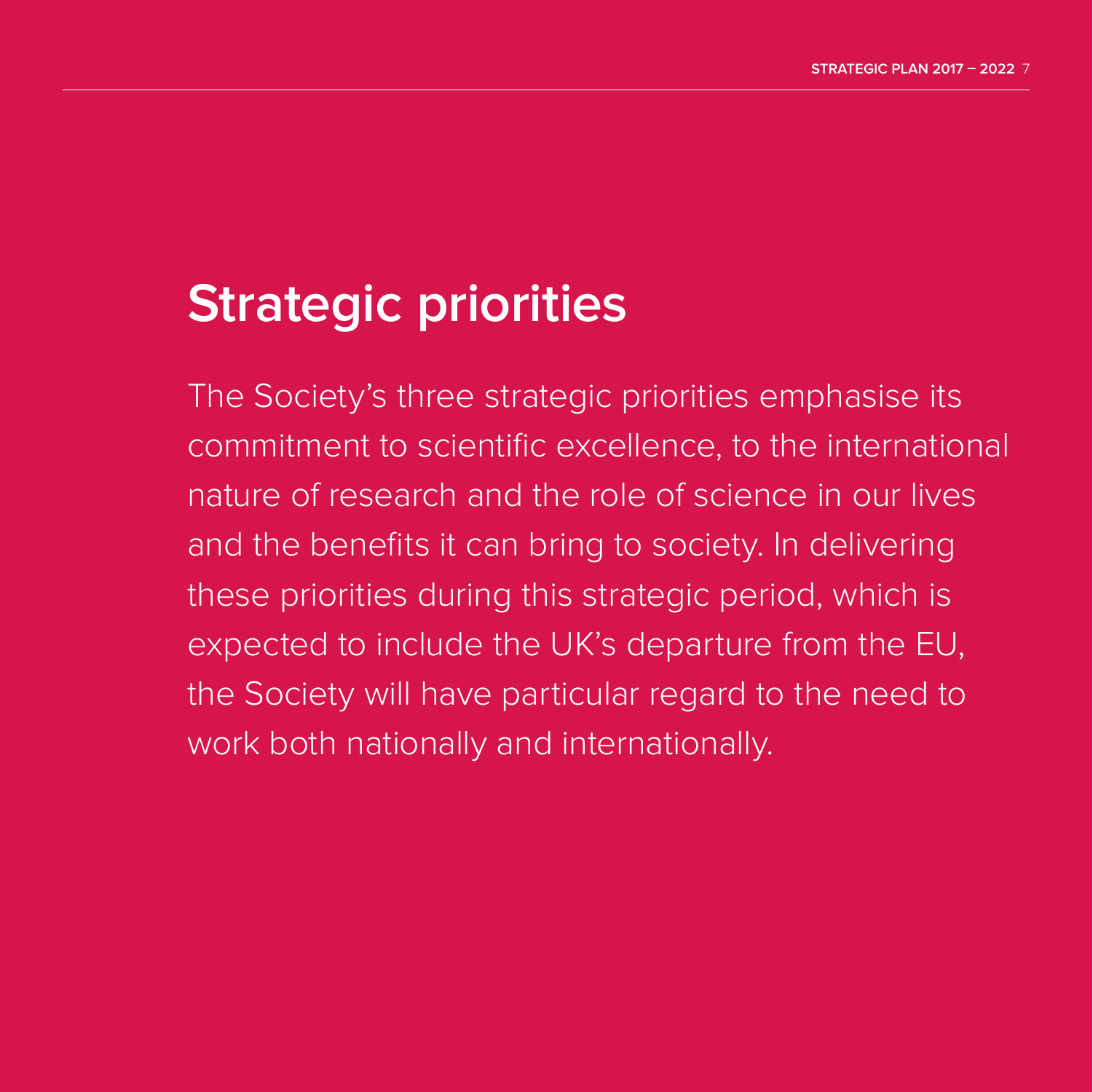# Strategic priorities

The Society's three strategic priorities emphasise its commitment to scientific excellence, to the international nature of research and the role of science in our lives and the benefits it can bring to society. In delivering these priorities during this strategic period, which is expected to include the UK's departure from the EU, the Society will have particular regard to the need to work both nationally and internationally.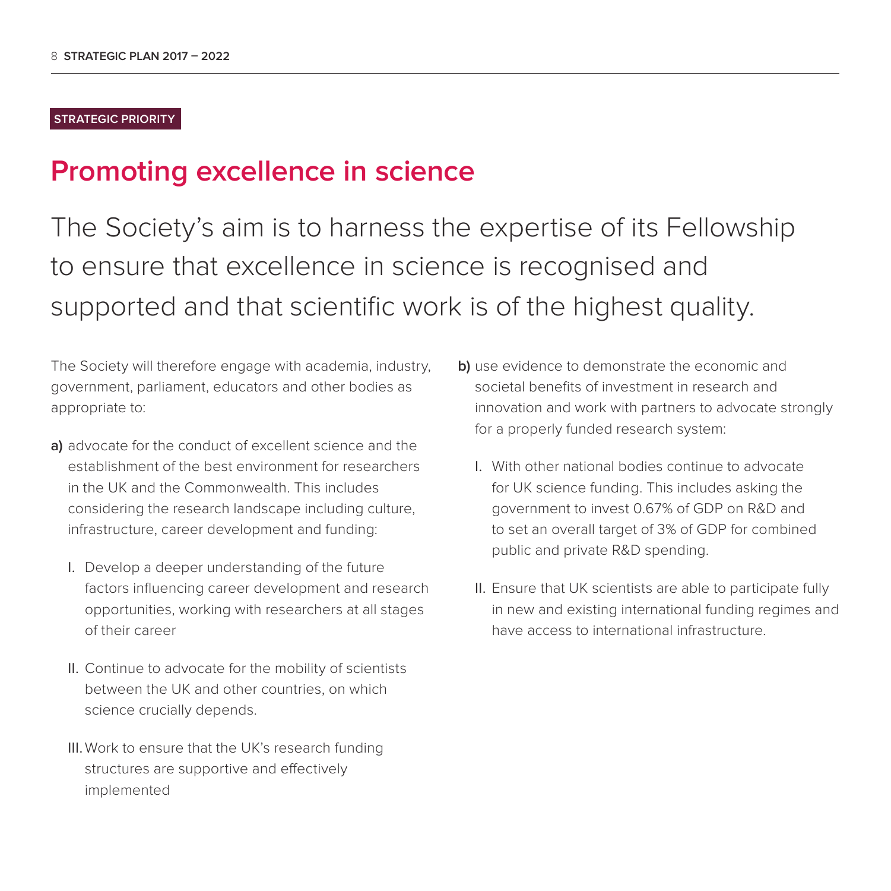STRATEGIC PRIORITY

# Promoting excellence in science

## The Society's aim is to harness the expertise of its Fellowship to ensure that excellence in science is recognised and supported and that scientific work is of the highest quality.

The Society will therefore engage with academia, industry, government, parliament, educators and other bodies as appropriate to:

**a)** advocate for the conduct of excellent science and the establishment of the best environment for researchers in the UK and the Commonwealth. This includes considering the research landscape including culture, infrastructure, career development and funding:

I. Develop a deeper understanding of the future factors influencing career development and research opportunities, working with researchers at all stages of their career

II. Continue to advocate for the mobility of scientists between the UK and other countries, on which science crucially depends.

III. Work to ensure that the UK's research funding structures are supportive and effectively implemented

**b)** use evidence to demonstrate the economic and societal benefits of investment in research and innovation and work with partners to advocate strongly for a properly funded research system:

I. With other national bodies continue to advocate for UK science funding. This includes asking the government to invest 0.67% of GDP on R&D and to set an overall target of 3% of GDP for combined public and private R&D spending.

II. Ensure that UK scientists are able to participate fully in new and existing international funding regimes and have access to international infrastructure.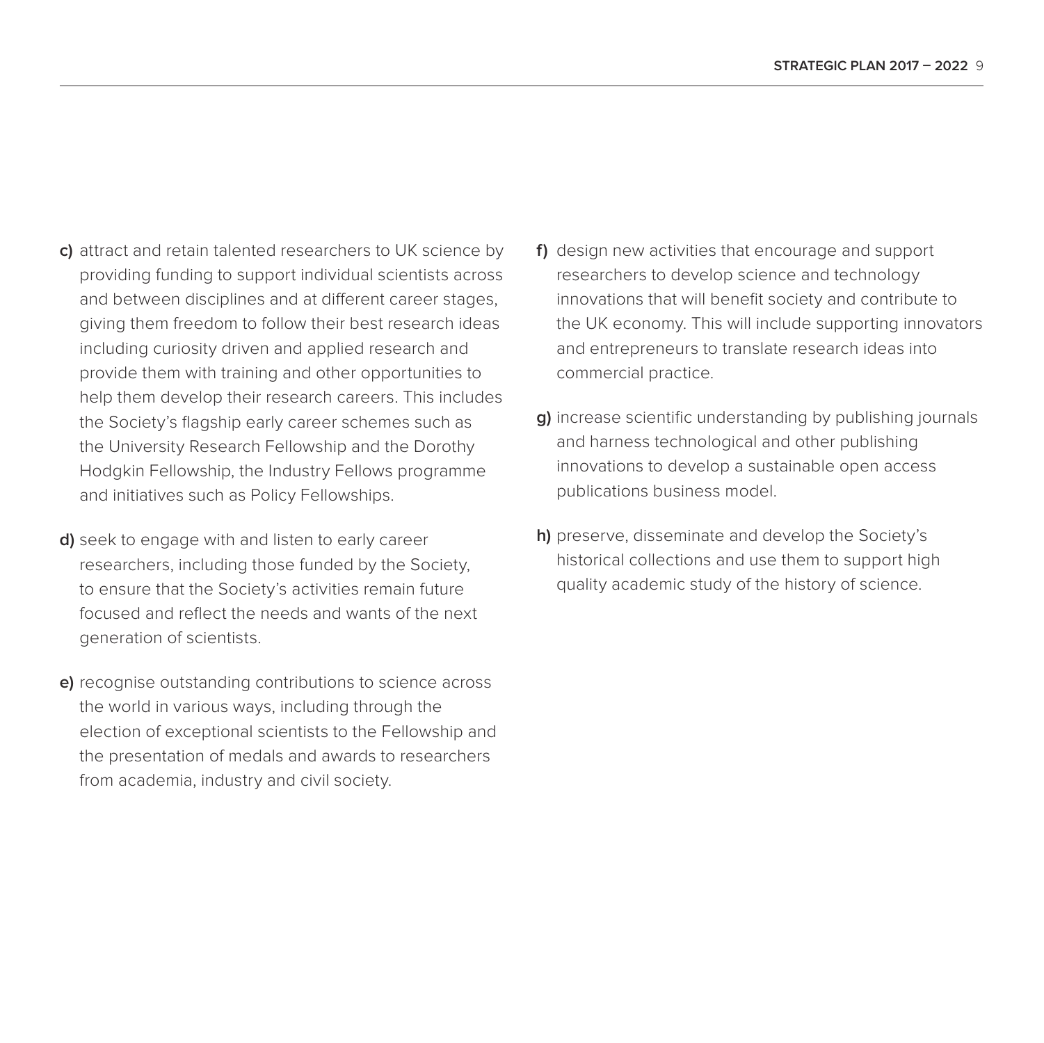**c)** attract and retain talented researchers to UK science by providing funding to support individual scientists across and between disciplines and at different career stages, giving them freedom to follow their best research ideas including curiosity driven and applied research and provide them with training and other opportunities to help them develop their research careers. This includes the Society's flagship early career schemes such as the University Research Fellowship and the Dorothy Hodgkin Fellowship, the Industry Fellows programme and initiatives such as Policy Fellowships.

**d)** seek to engage with and listen to early career researchers, including those funded by the Society, to ensure that the Society's activities remain future focused and reflect the needs and wants of the next generation of scientists.

**e)** recognise outstanding contributions to science across the world in various ways, including through the election of exceptional scientists to the Fellowship and the presentation of medals and awards to researchers from academia, industry and civil society.

**f)** design new activities that encourage and support researchers to develop science and technology innovations that will benefit society and contribute to the UK economy. This will include supporting innovators and entrepreneurs to translate research ideas into commercial practice.

**g)** increase scientific understanding by publishing journals and harness technological and other publishing innovations to develop a sustainable open access publications business model.

**h)** preserve, disseminate and develop the Society's historical collections and use them to support high quality academic study of the history of science.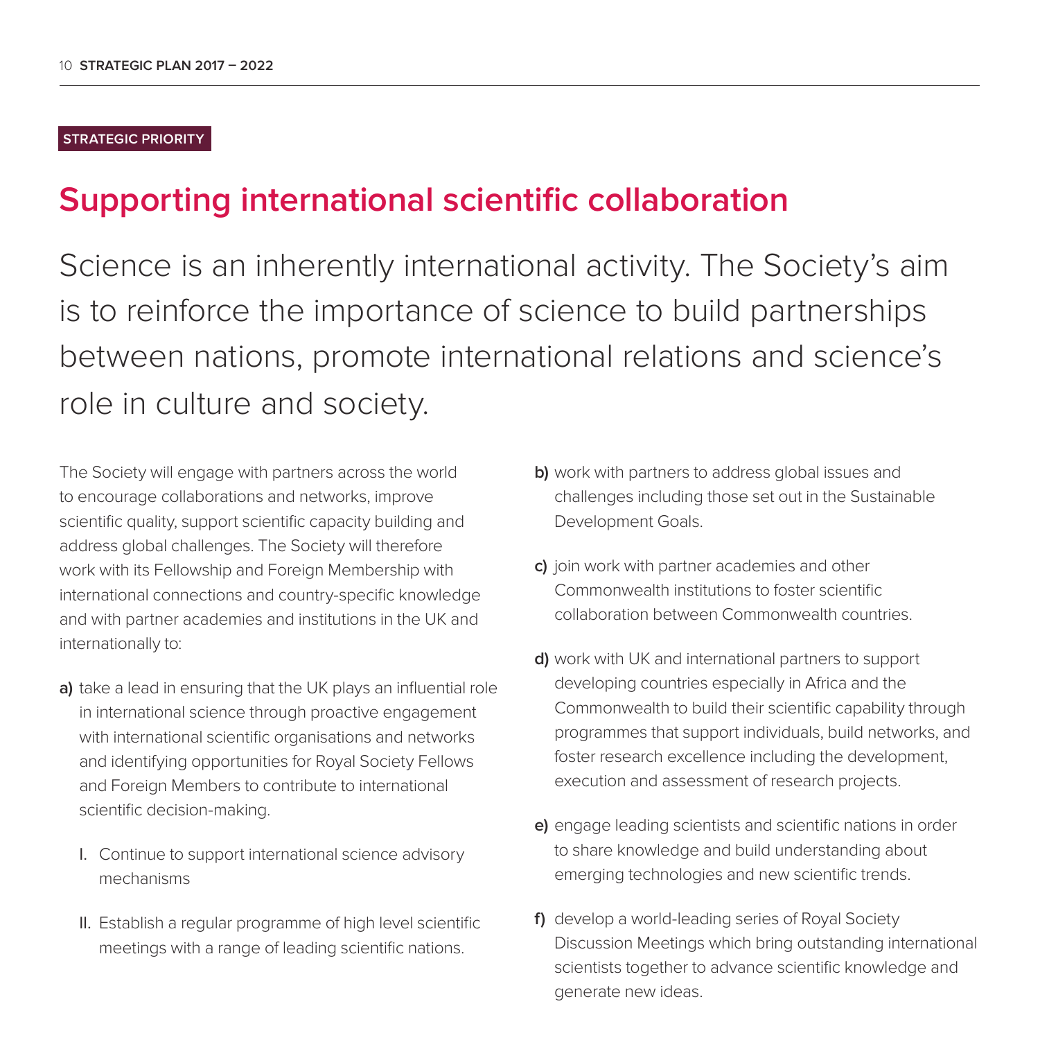STRATEGIC PRIORITY

# Supporting international scientific collaboration

## Science is an inherently international activity. The Society's aim is to reinforce the importance of science to build partnerships between nations, promote international relations and science's role in culture and society.

The Society will engage with partners across the world to encourage collaborations and networks, improve scientific quality, support scientific capacity building and address global challenges. The Society will therefore work with its Fellowship and Foreign Membership with international connections and country-specific knowledge and with partner academies and institutions in the UK and internationally to:

**a)** take a lead in ensuring that the UK plays an influential role in international science through proactive engagement with international scientific organisations and networks and identifying opportunities for Royal Society Fellows and Foreign Members to contribute to international scientific decision-making.

   I. Continue to support international science advisory mechanisms

   II. Establish a regular programme of high level scientific meetings with a range of leading scientific nations.

**b)** work with partners to address global issues and challenges including those set out in the Sustainable Development Goals.

**c)** join work with partner academies and other Commonwealth institutions to foster scientific collaboration between Commonwealth countries.

**d)** work with UK and international partners to support developing countries especially in Africa and the Commonwealth to build their scientific capability through programmes that support individuals, build networks, and foster research excellence including the development, execution and assessment of research projects.

**e)** engage leading scientists and scientific nations in order to share knowledge and build understanding about emerging technologies and new scientific trends.

**f)** develop a world-leading series of Royal Society Discussion Meetings which bring outstanding international scientists together to advance scientific knowledge and generate new ideas.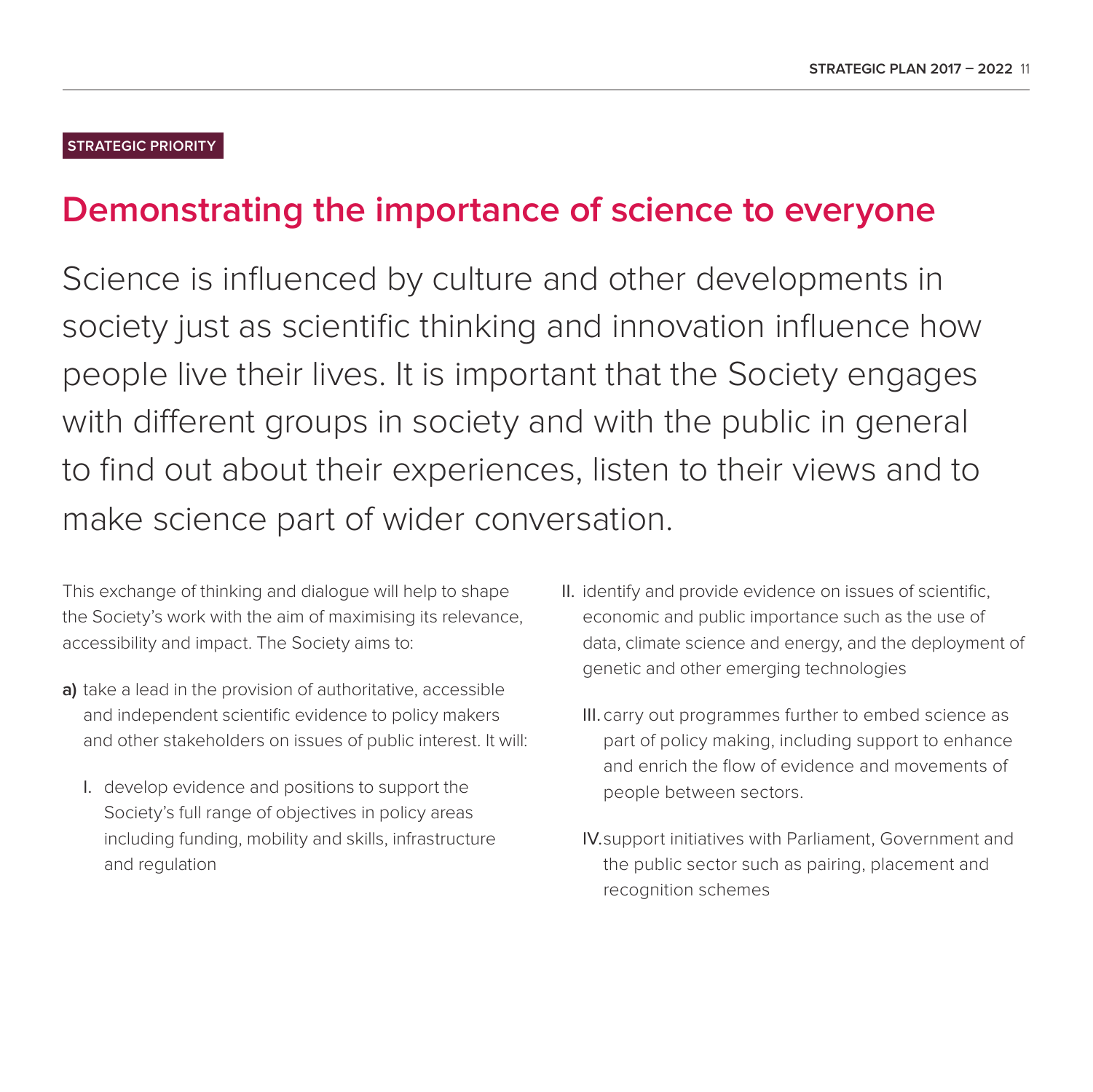STRATEGIC PRIORITY

# Demonstrating the importance of science to everyone

Science is influenced by culture and other developments in society just as scientific thinking and innovation influence how people live their lives. It is important that the Society engages with different groups in society and with the public in general to find out about their experiences, listen to their views and to make science part of wider conversation.

This exchange of thinking and dialogue will help to shape the Society's work with the aim of maximising its relevance, accessibility and impact. The Society aims to:

**a)** take a lead in the provision of authoritative, accessible and independent scientific evidence to policy makers and other stakeholders on issues of public interest. It will:

I. develop evidence and positions to support the Society's full range of objectives in policy areas including funding, mobility and skills, infrastructure and regulation

II. identify and provide evidence on issues of scientific, economic and public importance such as the use of data, climate science and energy, and the deployment of genetic and other emerging technologies

III. carry out programmes further to embed science as part of policy making, including support to enhance and enrich the flow of evidence and movements of people between sectors.

IV. support initiatives with Parliament, Government and the public sector such as pairing, placement and recognition schemes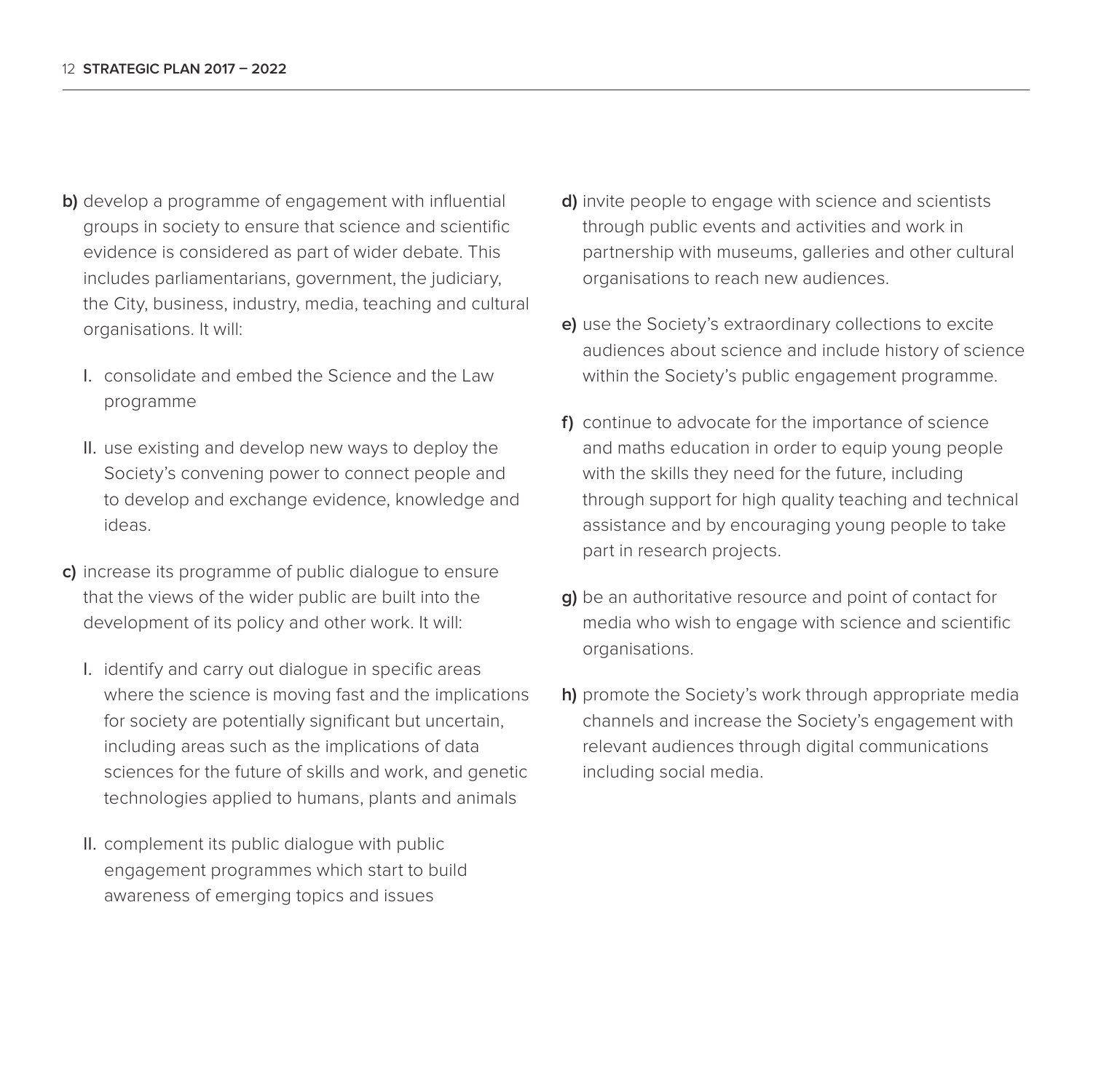**b)** develop a programme of engagement with influential groups in society to ensure that science and scientific evidence is considered as part of wider debate. This includes parliamentarians, government, the judiciary, the City, business, industry, media, teaching and cultural organisations. It will:

   I. consolidate and embed the Science and the Law programme

   II. use existing and develop new ways to deploy the Society's convening power to connect people and to develop and exchange evidence, knowledge and ideas.

**c)** increase its programme of public dialogue to ensure that the views of the wider public are built into the development of its policy and other work. It will:

   I. identify and carry out dialogue in specific areas where the science is moving fast and the implications for society are potentially significant but uncertain, including areas such as the implications of data sciences for the future of skills and work, and genetic technologies applied to humans, plants and animals

   II. complement its public dialogue with public engagement programmes which start to build awareness of emerging topics and issues

**d)** invite people to engage with science and scientists through public events and activities and work in partnership with museums, galleries and other cultural organisations to reach new audiences.

**e)** use the Society's extraordinary collections to excite audiences about science and include history of science within the Society's public engagement programme.

**f)** continue to advocate for the importance of science and maths education in order to equip young people with the skills they need for the future, including through support for high quality teaching and technical assistance and by encouraging young people to take part in research projects.

**g)** be an authoritative resource and point of contact for media who wish to engage with science and scientific organisations.

**h)** promote the Society's work through appropriate media channels and increase the Society's engagement with relevant audiences through digital communications including social media.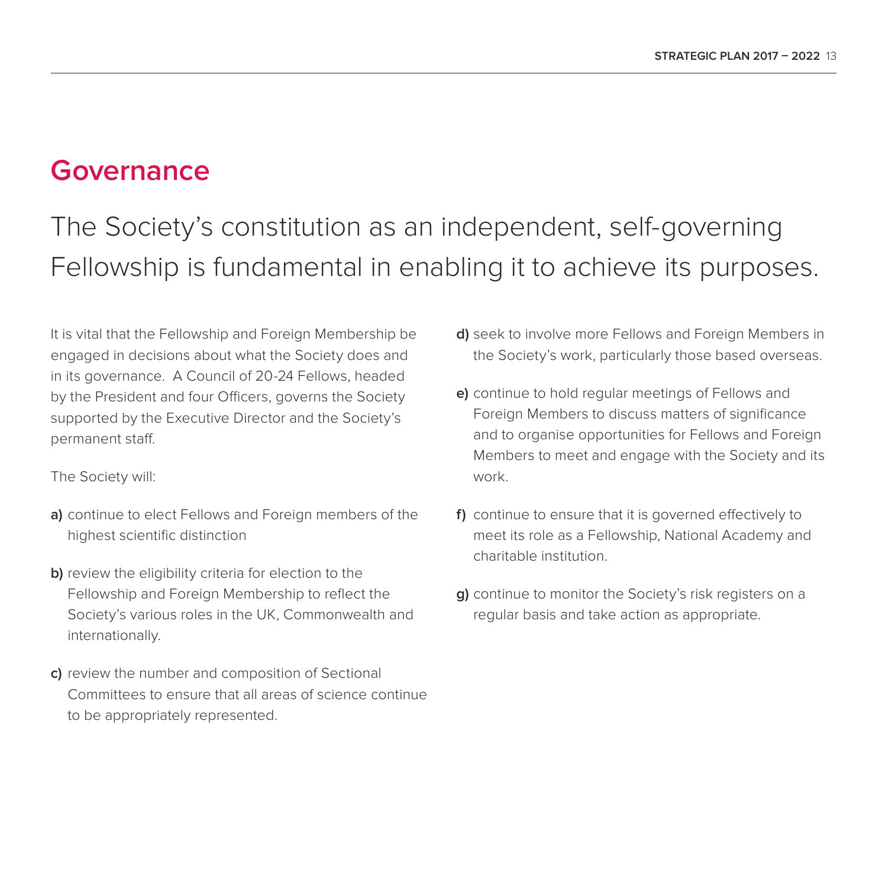# Governance

## The Society's constitution as an independent, self-governing Fellowship is fundamental in enabling it to achieve its purposes.

It is vital that the Fellowship and Foreign Membership be engaged in decisions about what the Society does and in its governance. A Council of 20-24 Fellows, headed by the President and four Officers, governs the Society supported by the Executive Director and the Society's permanent staff.

The Society will:

**a)** continue to elect Fellows and Foreign members of the highest scientific distinction

**b)** review the eligibility criteria for election to the Fellowship and Foreign Membership to reflect the Society's various roles in the UK, Commonwealth and internationally.

**c)** review the number and composition of Sectional Committees to ensure that all areas of science continue to be appropriately represented.

**d)** seek to involve more Fellows and Foreign Members in the Society's work, particularly those based overseas.

**e)** continue to hold regular meetings of Fellows and Foreign Members to discuss matters of significance and to organise opportunities for Fellows and Foreign Members to meet and engage with the Society and its work.

**f)** continue to ensure that it is governed effectively to meet its role as a Fellowship, National Academy and charitable institution.

**g)** continue to monitor the Society's risk registers on a regular basis and take action as appropriate.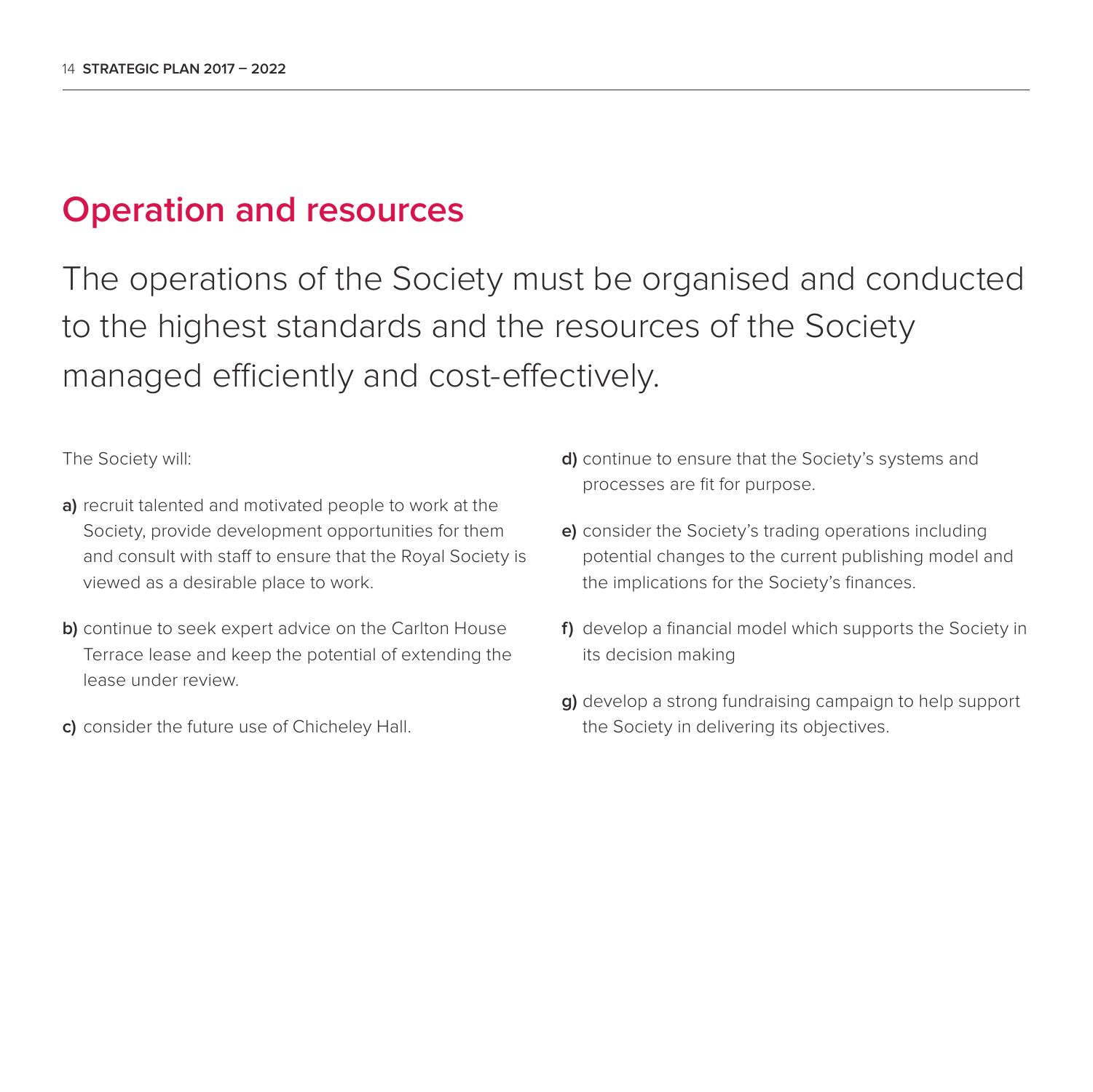## Operation and resources

The operations of the Society must be organised and conducted to the highest standards and the resources of the Society managed efficiently and cost-effectively.

The Society will:

**a)** recruit talented and motivated people to work at the Society, provide development opportunities for them and consult with staff to ensure that the Royal Society is viewed as a desirable place to work.

**b)** continue to seek expert advice on the Carlton House Terrace lease and keep the potential of extending the lease under review.

**c)** consider the future use of Chicheley Hall.

**d)** continue to ensure that the Society's systems and processes are fit for purpose.

**e)** consider the Society's trading operations including potential changes to the current publishing model and the implications for the Society's finances.

**f)** develop a financial model which supports the Society in its decision making

**g)** develop a strong fundraising campaign to help support the Society in delivering its objectives.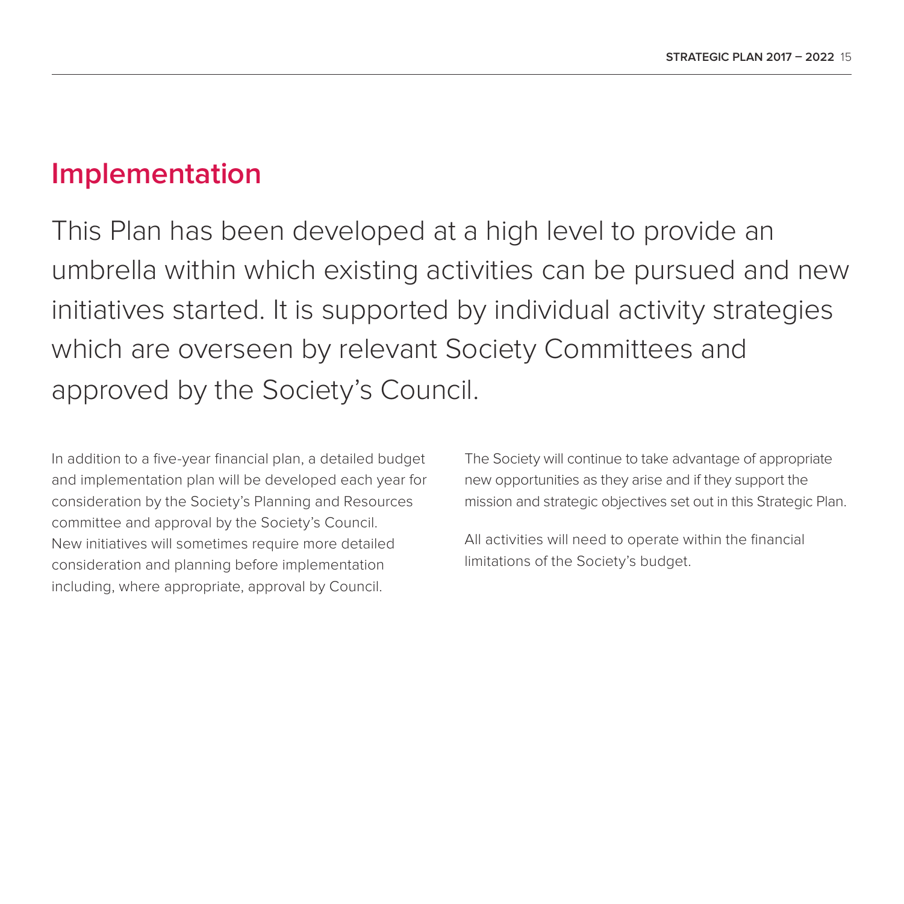## Implementation

This Plan has been developed at a high level to provide an umbrella within which existing activities can be pursued and new initiatives started. It is supported by individual activity strategies which are overseen by relevant Society Committees and approved by the Society's Council.

In addition to a five-year financial plan, a detailed budget and implementation plan will be developed each year for consideration by the Society's Planning and Resources committee and approval by the Society's Council. New initiatives will sometimes require more detailed consideration and planning before implementation including, where appropriate, approval by Council.

The Society will continue to take advantage of appropriate new opportunities as they arise and if they support the mission and strategic objectives set out in this Strategic Plan.

All activities will need to operate within the financial limitations of the Society's budget.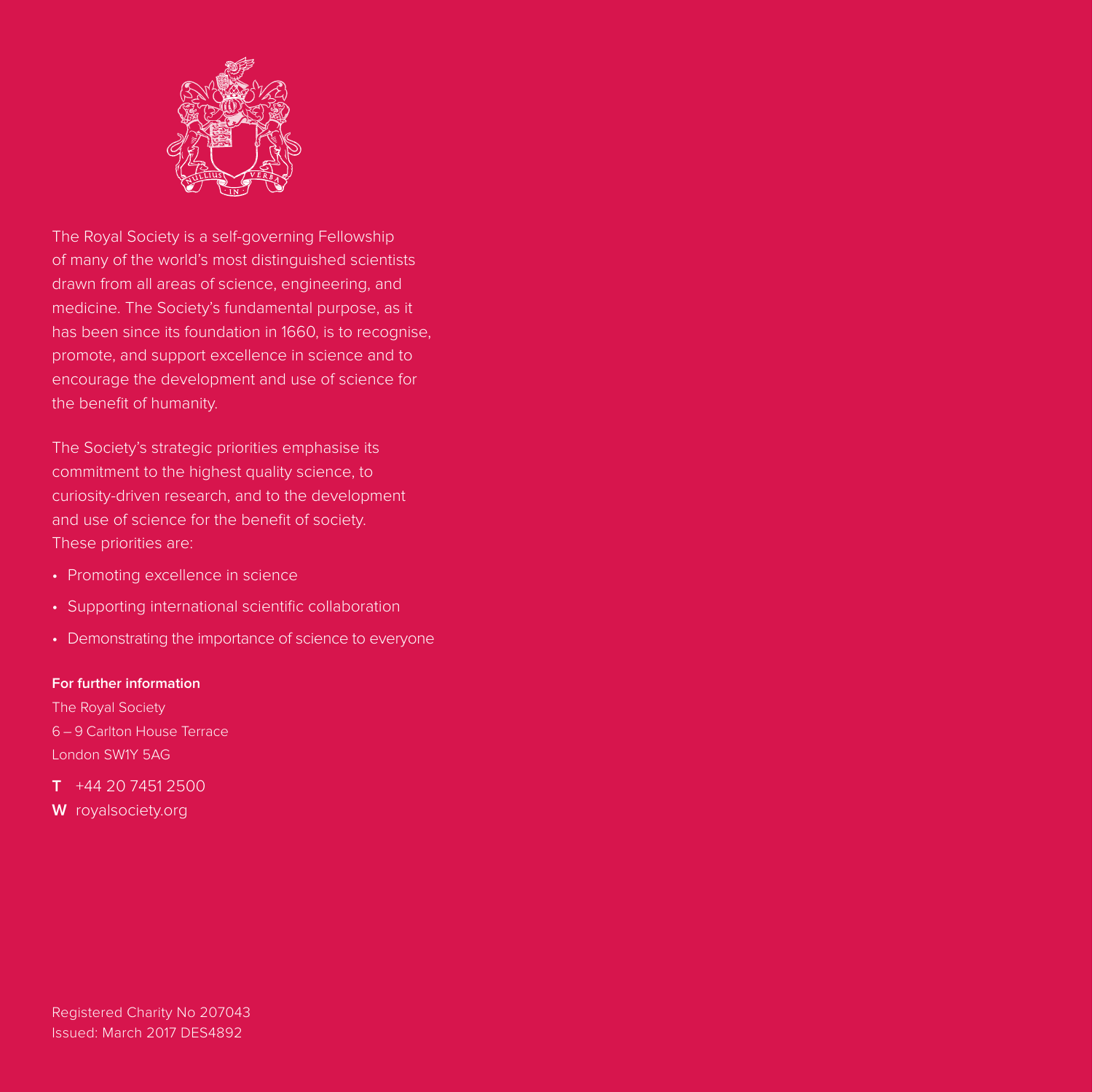The Royal Society is a self-governing Fellowship of many of the world's most distinguished scientists drawn from all areas of science, engineering, and medicine. The Society's fundamental purpose, as it has been since its foundation in 1660, is to recognise, promote, and support excellence in science and to encourage the development and use of science for the benefit of humanity.

The Society's strategic priorities emphasise its commitment to the highest quality science, to curiosity-driven research, and to the development and use of science for the benefit of society. These priorities are:

- Promoting excellence in science
- Supporting international scientific collaboration
- Demonstrating the importance of science to everyone

**For further information**

The Royal Society
6 – 9 Carlton House Terrace
London SW1Y 5AG

**T** +44 20 7451 2500
**W** royalsociety.org

Registered Charity No 207043
Issued: March 2017 DES4892